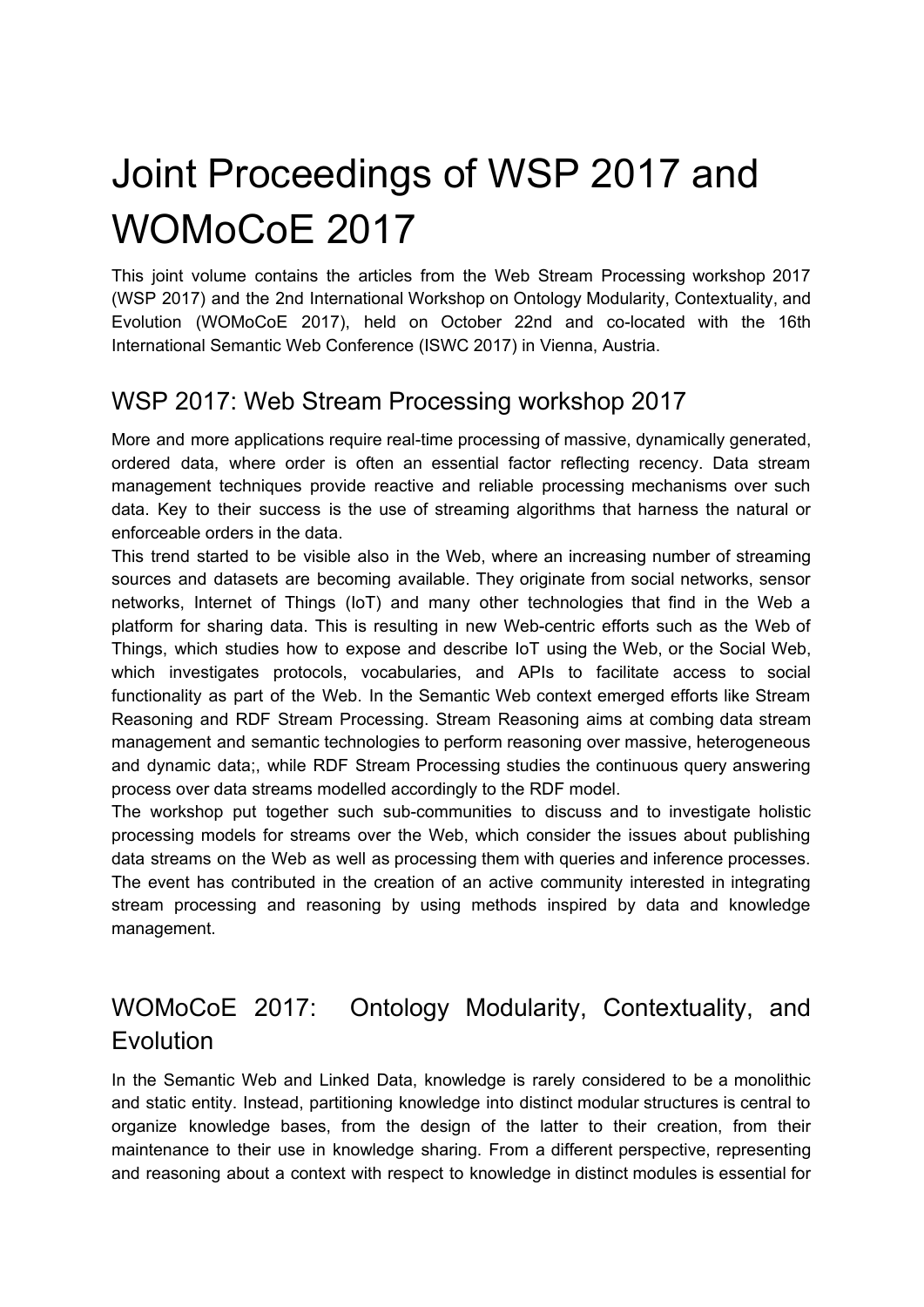# Joint Proceedings of WSP 2017 and WOMoCoE 2017

This joint volume contains the articles from the Web Stream Processing workshop 2017 (WSP 2017) and the 2nd International Workshop on Ontology Modularity, Contextuality, and Evolution (WOMoCoE 2017), held on October 22nd and co-located with the 16th International Semantic Web Conference (ISWC 2017) in Vienna, Austria.

## WSP 2017: Web Stream Processing workshop 2017

More and more applications require real-time processing of massive, dynamically generated, ordered data, where order is often an essential factor reflecting recency. Data stream management techniques provide reactive and reliable processing mechanisms over such data. Key to their success is the use of streaming algorithms that harness the natural or enforceable orders in the data.

This trend started to be visible also in the Web, where an increasing number of streaming sources and datasets are becoming available. They originate from social networks, sensor networks, Internet of Things (IoT) and many other technologies that find in the Web a platform for sharing data. This is resulting in new Web-centric efforts such as the Web of Things, which studies how to expose and describe IoT using the Web, or the Social Web, which investigates protocols, vocabularies, and APIs to facilitate access to social functionality as part of the Web. In the Semantic Web context emerged efforts like Stream Reasoning and RDF Stream Processing. Stream Reasoning aims at combing data stream management and semantic technologies to perform reasoning over massive, heterogeneous and dynamic data;, while RDF Stream Processing studies the continuous query answering process over data streams modelled accordingly to the RDF model.

The workshop put together such sub-communities to discuss and to investigate holistic processing models for streams over the Web, which consider the issues about publishing data streams on the Web as well as processing them with queries and inference processes. The event has contributed in the creation of an active community interested in integrating stream processing and reasoning by using methods inspired by data and knowledge management.

## WOMoCoE 2017: Ontology Modularity, Contextuality, and Evolution

In the Semantic Web and Linked Data, knowledge is rarely considered to be a monolithic and static entity. Instead, partitioning knowledge into distinct modular structures is central to organize knowledge bases, from the design of the latter to their creation, from their maintenance to their use in knowledge sharing. From a different perspective, representing and reasoning about a context with respect to knowledge in distinct modules is essential for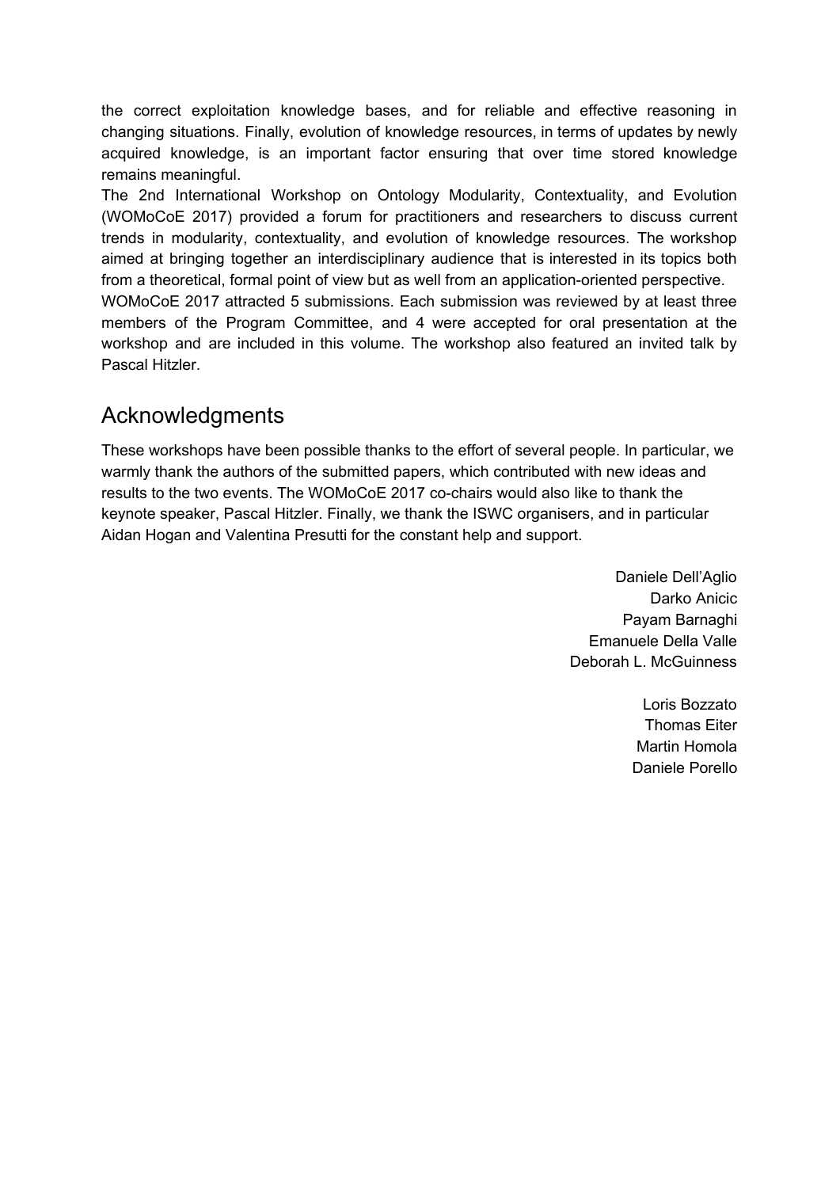the correct exploitation knowledge bases, and for reliable and effective reasoning in changing situations. Finally, evolution of knowledge resources, in terms of updates by newly acquired knowledge, is an important factor ensuring that over time stored knowledge remains meaningful.

The 2nd International Workshop on Ontology Modularity, Contextuality, and Evolution (WOMoCoE 2017) provided a forum for practitioners and researchers to discuss current trends in modularity, contextuality, and evolution of knowledge resources. The workshop aimed at bringing together an interdisciplinary audience that is interested in its topics both from a theoretical, formal point of view but as well from an application-oriented perspective.

WOMoCoE 2017 attracted 5 submissions. Each submission was reviewed by at least three members of the Program Committee, and 4 were accepted for oral presentation at the workshop and are included in this volume. The workshop also featured an invited talk by Pascal Hitzler.

## Acknowledgments

These workshops have been possible thanks to the effort of several people. In particular, we warmly thank the authors of the submitted papers, which contributed with new ideas and results to the two events. The WOMoCoE 2017 co-chairs would also like to thank the keynote speaker, Pascal Hitzler. Finally, we thank the ISWC organisers, and in particular Aidan Hogan and Valentina Presutti for the constant help and support.

Daniele Dell'Aglio
Darko Anicic
Payam Barnaghi
Emanuele Della Valle
Deborah L. McGuinness

Loris Bozzato
Thomas Eiter
Martin Homola
Daniele Porello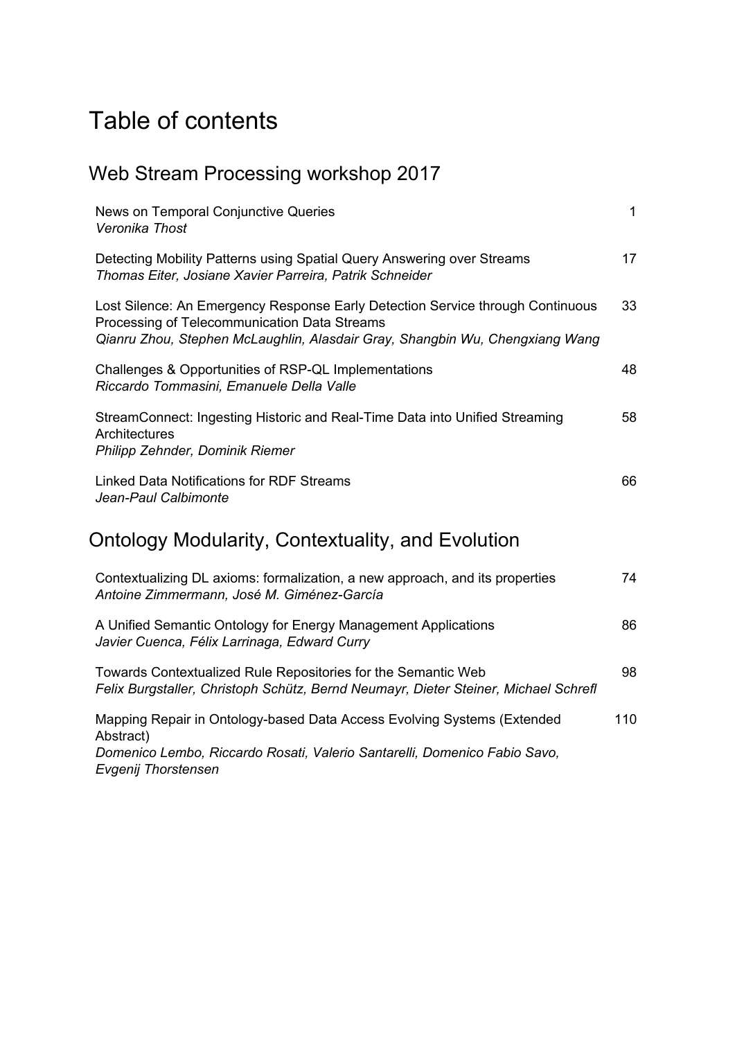# Table of contents

## Web Stream Processing workshop 2017

| | |
|---|---|
| News on Temporal Conjunctive Queries<br>*Veronika Thost* | 1 |
| Detecting Mobility Patterns using Spatial Query Answering over Streams<br>*Thomas Eiter, Josiane Xavier Parreira, Patrik Schneider* | 17 |
| Lost Silence: An Emergency Response Early Detection Service through Continuous Processing of Telecommunication Data Streams<br>*Qianru Zhou, Stephen McLaughlin, Alasdair Gray, Shangbin Wu, Chengxiang Wang* | 33 |
| Challenges & Opportunities of RSP-QL Implementations<br>*Riccardo Tommasini, Emanuele Della Valle* | 48 |
| StreamConnect: Ingesting Historic and Real-Time Data into Unified Streaming Architectures<br>*Philipp Zehnder, Dominik Riemer* | 58 |
| Linked Data Notifications for RDF Streams<br>*Jean-Paul Calbimonte* | 66 |

## Ontology Modularity, Contextuality, and Evolution

| | |
|---|---|
| Contextualizing DL axioms: formalization, a new approach, and its properties<br>*Antoine Zimmermann, José M. Giménez-García* | 74 |
| A Unified Semantic Ontology for Energy Management Applications<br>*Javier Cuenca, Félix Larrinaga, Edward Curry* | 86 |
| Towards Contextualized Rule Repositories for the Semantic Web<br>*Felix Burgstaller, Christoph Schütz, Bernd Neumayr, Dieter Steiner, Michael Schrefl* | 98 |
| Mapping Repair in Ontology-based Data Access Evolving Systems (Extended Abstract)<br>*Domenico Lembo, Riccardo Rosati, Valerio Santarelli, Domenico Fabio Savo, Evgenij Thorstensen* | 110 |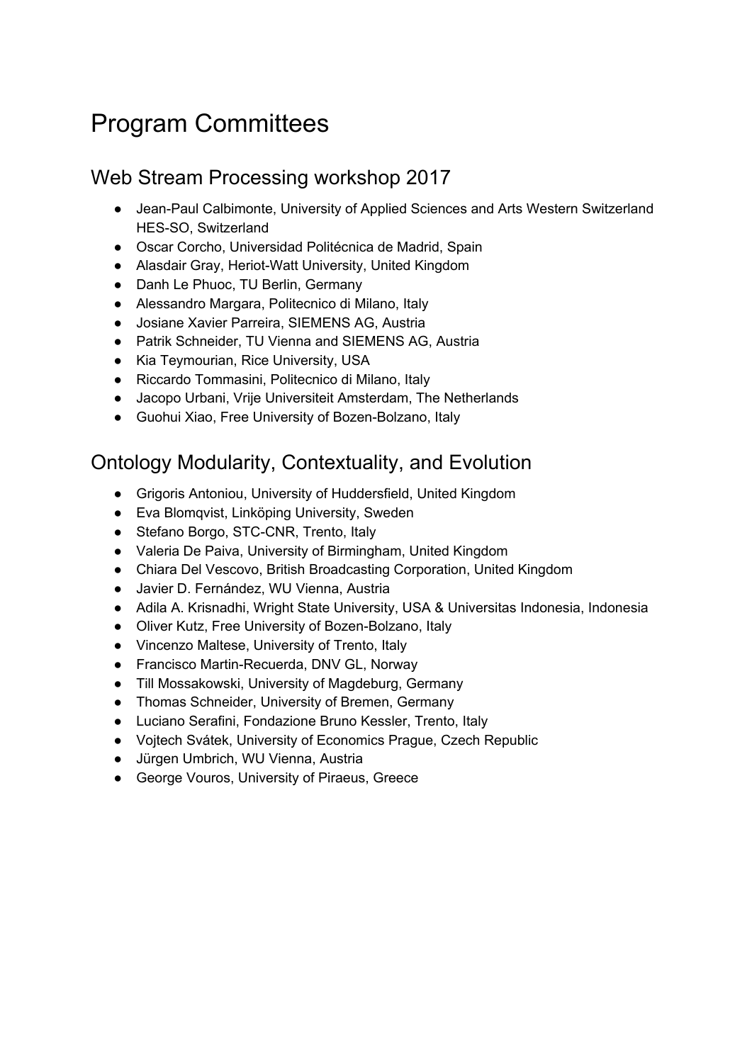# Program Committees

## Web Stream Processing workshop 2017

- Jean-Paul Calbimonte, University of Applied Sciences and Arts Western Switzerland HES-SO, Switzerland
- Oscar Corcho, Universidad Politécnica de Madrid, Spain
- Alasdair Gray, Heriot-Watt University, United Kingdom
- Danh Le Phuoc, TU Berlin, Germany
- Alessandro Margara, Politecnico di Milano, Italy
- Josiane Xavier Parreira, SIEMENS AG, Austria
- Patrik Schneider, TU Vienna and SIEMENS AG, Austria
- Kia Teymourian, Rice University, USA
- Riccardo Tommasini, Politecnico di Milano, Italy
- Jacopo Urbani, Vrije Universiteit Amsterdam, The Netherlands
- Guohui Xiao, Free University of Bozen-Bolzano, Italy

## Ontology Modularity, Contextuality, and Evolution

- Grigoris Antoniou, University of Huddersfield, United Kingdom
- Eva Blomqvist, Linköping University, Sweden
- Stefano Borgo, STC-CNR, Trento, Italy
- Valeria De Paiva, University of Birmingham, United Kingdom
- Chiara Del Vescovo, British Broadcasting Corporation, United Kingdom
- Javier D. Fernández, WU Vienna, Austria
- Adila A. Krisnadhi, Wright State University, USA & Universitas Indonesia, Indonesia
- Oliver Kutz, Free University of Bozen-Bolzano, Italy
- Vincenzo Maltese, University of Trento, Italy
- Francisco Martin-Recuerda, DNV GL, Norway
- Till Mossakowski, University of Magdeburg, Germany
- Thomas Schneider, University of Bremen, Germany
- Luciano Serafini, Fondazione Bruno Kessler, Trento, Italy
- Vojtech Svátek, University of Economics Prague, Czech Republic
- Jürgen Umbrich, WU Vienna, Austria
- George Vouros, University of Piraeus, Greece